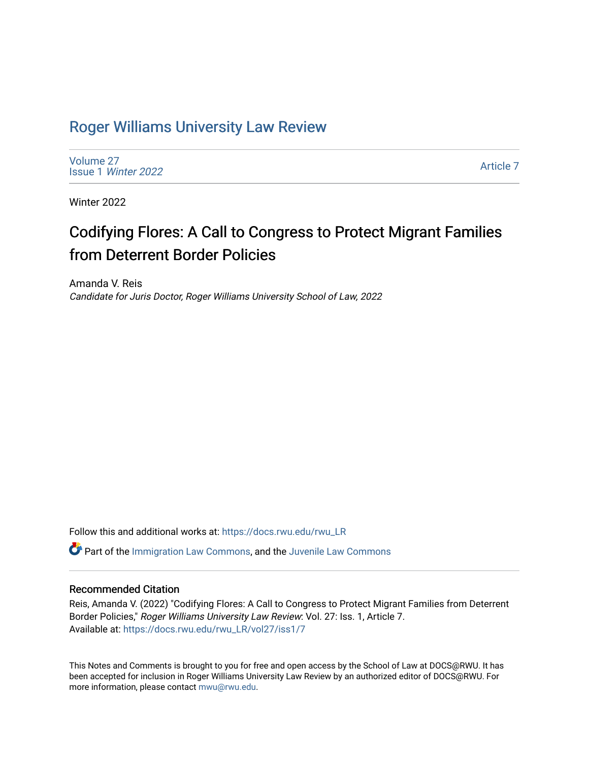# Roger Williams University Law Review

Volume 27
Issue 1 *Winter 2022*

Article 7

Winter 2022

## Codifying Flores: A Call to Congress to Protect Migrant Families from Deterrent Border Policies

Amanda V. Reis
*Candidate for Juris Doctor, Roger Williams University School of Law, 2022*

Follow this and additional works at: https://docs.rwu.edu/rwu_LR

Part of the Immigration Law Commons, and the Juvenile Law Commons

### Recommended Citation

Reis, Amanda V. (2022) "Codifying Flores: A Call to Congress to Protect Migrant Families from Deterrent Border Policies," *Roger Williams University Law Review*: Vol. 27: Iss. 1, Article 7.
Available at: https://docs.rwu.edu/rwu_LR/vol27/iss1/7

This Notes and Comments is brought to you for free and open access by the School of Law at DOCS@RWU. It has been accepted for inclusion in Roger Williams University Law Review by an authorized editor of DOCS@RWU. For more information, please contact mwu@rwu.edu.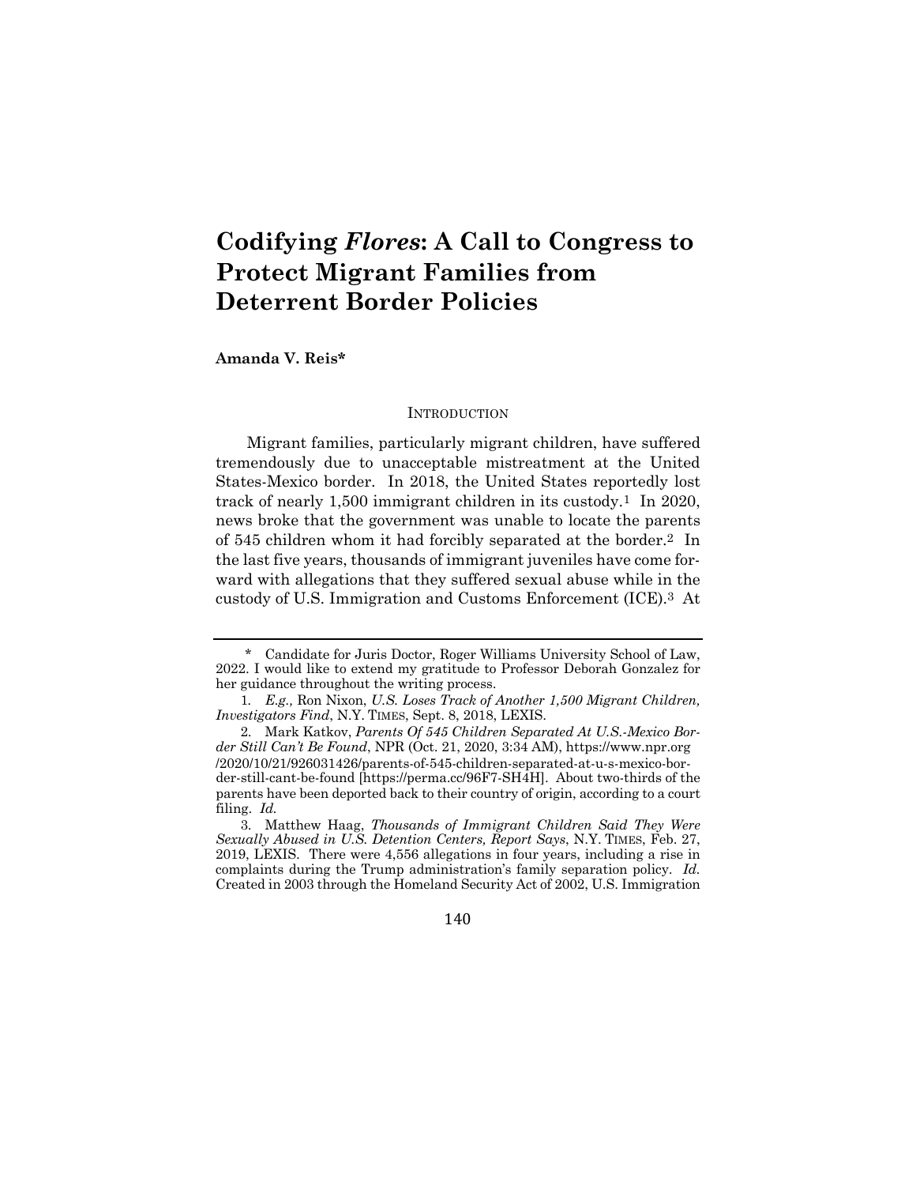# Codifying *Flores*: A Call to Congress to Protect Migrant Families from Deterrent Border Policies

**Amanda V. Reis***

## INTRODUCTION

Migrant families, particularly migrant children, have suffered tremendously due to unacceptable mistreatment at the United States-Mexico border. In 2018, the United States reportedly lost track of nearly 1,500 immigrant children in its custody.[1] In 2020, news broke that the government was unable to locate the parents of 545 children whom it had forcibly separated at the border.[2] In the last five years, thousands of immigrant juveniles have come forward with allegations that they suffered sexual abuse while in the custody of U.S. Immigration and Customs Enforcement (ICE).[3] At

---

\* Candidate for Juris Doctor, Roger Williams University School of Law, 2022. I would like to extend my gratitude to Professor Deborah Gonzalez for her guidance throughout the writing process.

1. *E.g.,* Ron Nixon, *U.S. Loses Track of Another 1,500 Migrant Children, Investigators Find*, N.Y. TIMES, Sept. 8, 2018, LEXIS.

2. Mark Katkov, *Parents Of 545 Children Separated At U.S.-Mexico Border Still Can't Be Found*, NPR (Oct. 21, 2020, 3:34 AM), https://www.npr.org/2020/10/21/926031426/parents-of-545-children-separated-at-u-s-mexico-border-still-cant-be-found [https://perma.cc/96F7-SH4H]. About two-thirds of the parents have been deported back to their country of origin, according to a court filing. *Id.*

3. Matthew Haag, *Thousands of Immigrant Children Said They Were Sexually Abused in U.S. Detention Centers, Report Says*, N.Y. TIMES, Feb. 27, 2019, LEXIS. There were 4,556 allegations in four years, including a rise in complaints during the Trump administration's family separation policy. *Id.* Created in 2003 through the Homeland Security Act of 2002, U.S. Immigration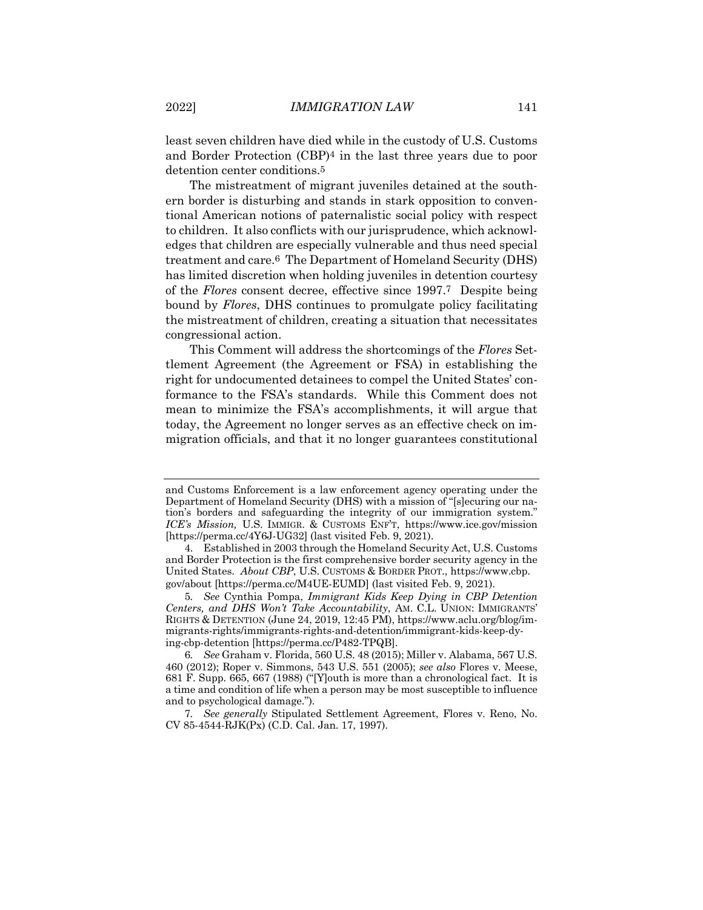least seven children have died while in the custody of U.S. Customs and Border Protection (CBP)[4] in the last three years due to poor detention center conditions.[5]

The mistreatment of migrant juveniles detained at the southern border is disturbing and stands in stark opposition to conventional American notions of paternalistic social policy with respect to children. It also conflicts with our jurisprudence, which acknowledges that children are especially vulnerable and thus need special treatment and care.[6] The Department of Homeland Security (DHS) has limited discretion when holding juveniles in detention courtesy of the *Flores* consent decree, effective since 1997.[7] Despite being bound by *Flores*, DHS continues to promulgate policy facilitating the mistreatment of children, creating a situation that necessitates congressional action.

This Comment will address the shortcomings of the *Flores* Settlement Agreement (the Agreement or FSA) in establishing the right for undocumented detainees to compel the United States' conformance to the FSA's standards. While this Comment does not mean to minimize the FSA's accomplishments, it will argue that today, the Agreement no longer serves as an effective check on immigration officials, and that it no longer guarantees constitutional

---

and Customs Enforcement is a law enforcement agency operating under the Department of Homeland Security (DHS) with a mission of "[s]ecuring our nation's borders and safeguarding the integrity of our immigration system." *ICE's Mission,* U.S. IMMIGR. & CUSTOMS ENF'T, https://www.ice.gov/mission [https://perma.cc/4Y6J-UG32] (last visited Feb. 9, 2021).

4. Established in 2003 through the Homeland Security Act, U.S. Customs and Border Protection is the first comprehensive border security agency in the United States. *About CBP*, U.S. CUSTOMS & BORDER PROT., https://www.cbp.gov/about [https://perma.cc/M4UE-EUMD] (last visited Feb. 9, 2021).

5. *See* Cynthia Pompa, *Immigrant Kids Keep Dying in CBP Detention Centers, and DHS Won't Take Accountability*, AM. C.L. UNION: IMMIGRANTS' RIGHTS & DETENTION (June 24, 2019, 12:45 PM), https://www.aclu.org/blog/immigrants-rights/immigrants-rights-and-detention/immigrant-kids-keep-dying-cbp-detention [https://perma.cc/P482-TPQB].

6. *See* Graham v. Florida, 560 U.S. 48 (2015); Miller v. Alabama, 567 U.S. 460 (2012); Roper v. Simmons, 543 U.S. 551 (2005); *see also* Flores v. Meese, 681 F. Supp. 665, 667 (1988) ("[Y]outh is more than a chronological fact. It is a time and condition of life when a person may be most susceptible to influence and to psychological damage.").

7. *See generally* Stipulated Settlement Agreement, Flores v. Reno, No. CV 85-4544-RJK(Px) (C.D. Cal. Jan. 17, 1997).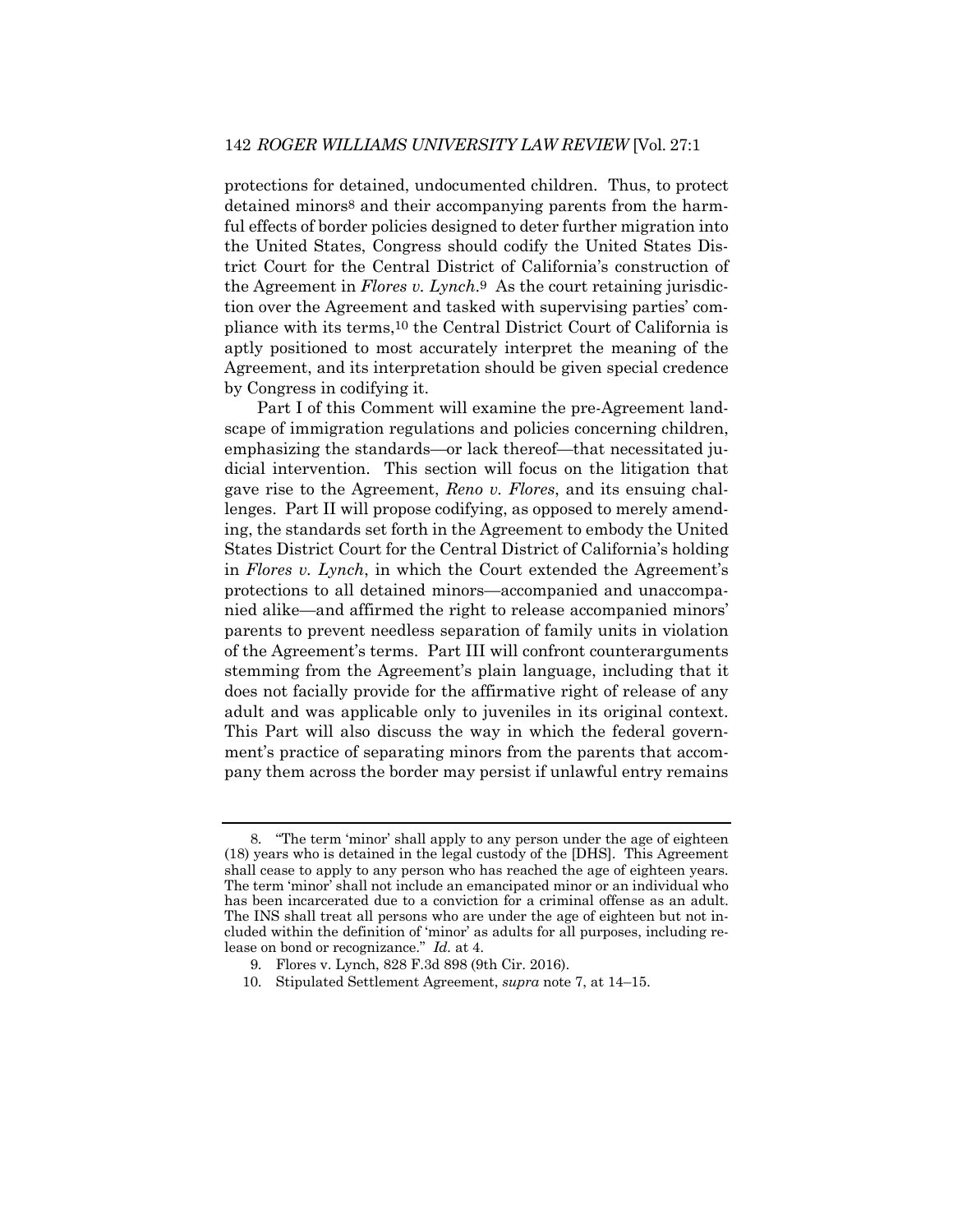protections for detained, undocumented children. Thus, to protect detained minors[8] and their accompanying parents from the harmful effects of border policies designed to deter further migration into the United States, Congress should codify the United States District Court for the Central District of California's construction of the Agreement in *Flores v. Lynch*.[9] As the court retaining jurisdiction over the Agreement and tasked with supervising parties' compliance with its terms,[10] the Central District Court of California is aptly positioned to most accurately interpret the meaning of the Agreement, and its interpretation should be given special credence by Congress in codifying it.

Part I of this Comment will examine the pre-Agreement landscape of immigration regulations and policies concerning children, emphasizing the standards—or lack thereof—that necessitated judicial intervention. This section will focus on the litigation that gave rise to the Agreement, *Reno v. Flores*, and its ensuing challenges. Part II will propose codifying, as opposed to merely amending, the standards set forth in the Agreement to embody the United States District Court for the Central District of California's holding in *Flores v. Lynch*, in which the Court extended the Agreement's protections to all detained minors—accompanied and unaccompanied alike—and affirmed the right to release accompanied minors' parents to prevent needless separation of family units in violation of the Agreement's terms. Part III will confront counterarguments stemming from the Agreement's plain language, including that it does not facially provide for the affirmative right of release of any adult and was applicable only to juveniles in its original context. This Part will also discuss the way in which the federal government's practice of separating minors from the parents that accompany them across the border may persist if unlawful entry remains

---

8. "The term 'minor' shall apply to any person under the age of eighteen (18) years who is detained in the legal custody of the [DHS]. This Agreement shall cease to apply to any person who has reached the age of eighteen years. The term 'minor' shall not include an emancipated minor or an individual who has been incarcerated due to a conviction for a criminal offense as an adult. The INS shall treat all persons who are under the age of eighteen but not included within the definition of 'minor' as adults for all purposes, including release on bond or recognizance." *Id.* at 4.

9. Flores v. Lynch, 828 F.3d 898 (9th Cir. 2016).

10. Stipulated Settlement Agreement, *supra* note 7, at 14–15.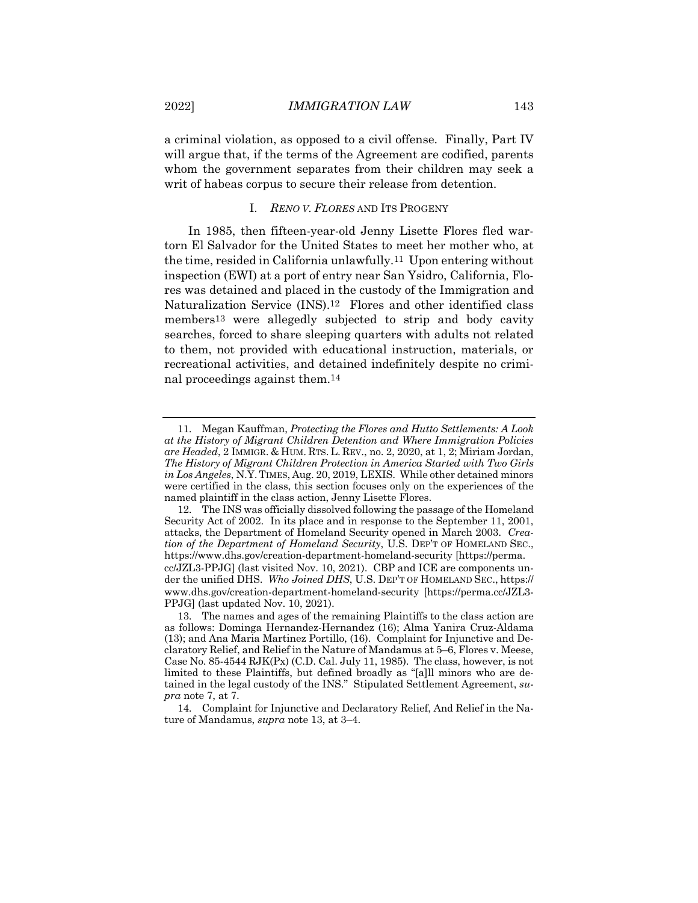a criminal violation, as opposed to a civil offense. Finally, Part IV will argue that, if the terms of the Agreement are codified, parents whom the government separates from their children may seek a writ of habeas corpus to secure their release from detention.

## I. *RENO V. FLORES* AND ITS PROGENY

In 1985, then fifteen-year-old Jenny Lisette Flores fled war-torn El Salvador for the United States to meet her mother who, at the time, resided in California unlawfully.[11] Upon entering without inspection (EWI) at a port of entry near San Ysidro, California, Flores was detained and placed in the custody of the Immigration and Naturalization Service (INS).[12] Flores and other identified class members[13] were allegedly subjected to strip and body cavity searches, forced to share sleeping quarters with adults not related to them, not provided with educational instruction, materials, or recreational activities, and detained indefinitely despite no criminal proceedings against them.[14]

---

11. Megan Kauffman, *Protecting the Flores and Hutto Settlements: A Look at the History of Migrant Children Detention and Where Immigration Policies are Headed*, 2 IMMIGR. & HUM. RTS. L. REV., no. 2, 2020, at 1, 2; Miriam Jordan, *The History of Migrant Children Protection in America Started with Two Girls in Los Angeles*, N.Y. TIMES, Aug. 20, 2019, LEXIS. While other detained minors were certified in the class, this section focuses only on the experiences of the named plaintiff in the class action, Jenny Lisette Flores.

12. The INS was officially dissolved following the passage of the Homeland Security Act of 2002. In its place and in response to the September 11, 2001, attacks, the Department of Homeland Security opened in March 2003. *Creation of the Department of Homeland Security*, U.S. DEP'T OF HOMELAND SEC., https://www.dhs.gov/creation-department-homeland-security [https://perma.cc/JZL3-PPJG] (last visited Nov. 10, 2021). CBP and ICE are components under the unified DHS. *Who Joined DHS*, U.S. DEP'T OF HOMELAND SEC., https://www.dhs.gov/creation-department-homeland-security [https://perma.cc/JZL3-PPJG] (last updated Nov. 10, 2021).

13. The names and ages of the remaining Plaintiffs to the class action are as follows: Dominga Hernandez-Hernandez (16); Alma Yanira Cruz-Aldama (13); and Ana Maria Martinez Portillo, (16). Complaint for Injunctive and Declaratory Relief, and Relief in the Nature of Mandamus at 5–6, Flores v. Meese, Case No. 85-4544 RJK(Px) (C.D. Cal. July 11, 1985). The class, however, is not limited to these Plaintiffs, but defined broadly as "[a]ll minors who are detained in the legal custody of the INS." Stipulated Settlement Agreement, *supra* note 7, at 7.

14. Complaint for Injunctive and Declaratory Relief, And Relief in the Nature of Mandamus, *supra* note 13, at 3–4.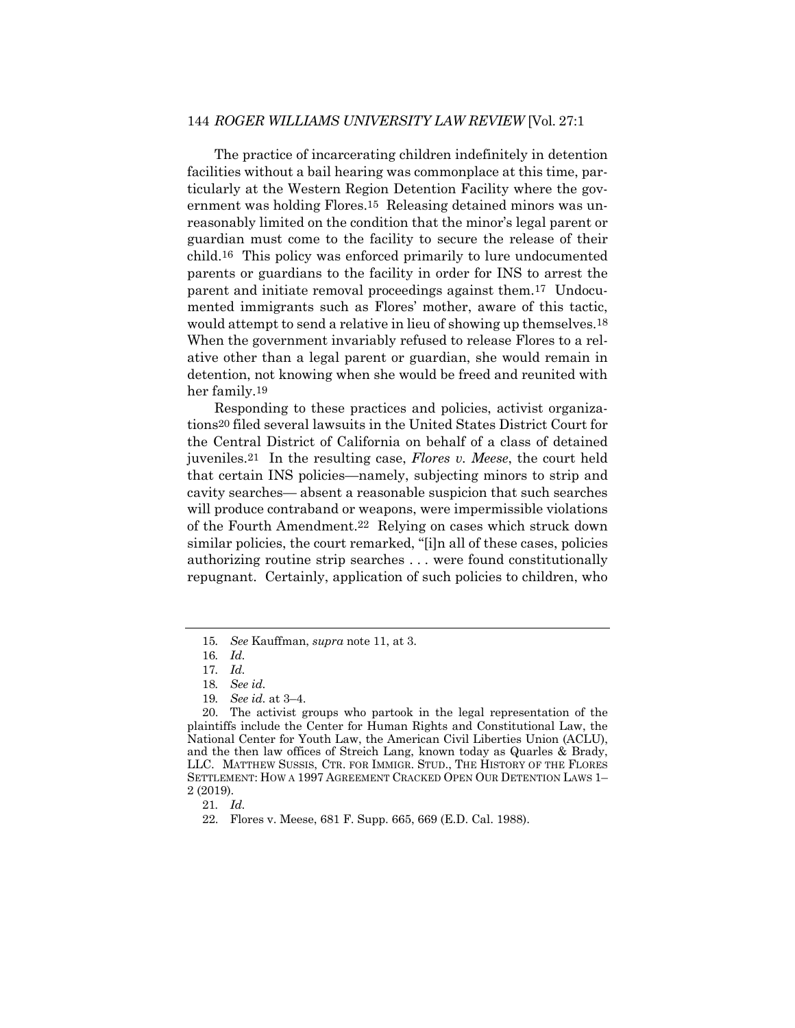The practice of incarcerating children indefinitely in detention facilities without a bail hearing was commonplace at this time, particularly at the Western Region Detention Facility where the government was holding Flores.[15] Releasing detained minors was unreasonably limited on the condition that the minor's legal parent or guardian must come to the facility to secure the release of their child.[16] This policy was enforced primarily to lure undocumented parents or guardians to the facility in order for INS to arrest the parent and initiate removal proceedings against them.[17] Undocumented immigrants such as Flores' mother, aware of this tactic, would attempt to send a relative in lieu of showing up themselves.[18] When the government invariably refused to release Flores to a relative other than a legal parent or guardian, she would remain in detention, not knowing when she would be freed and reunited with her family.[19]

Responding to these practices and policies, activist organizations[20] filed several lawsuits in the United States District Court for the Central District of California on behalf of a class of detained juveniles.[21] In the resulting case, *Flores v. Meese*, the court held that certain INS policies—namely, subjecting minors to strip and cavity searches— absent a reasonable suspicion that such searches will produce contraband or weapons, were impermissible violations of the Fourth Amendment.[22] Relying on cases which struck down similar policies, the court remarked, "[i]n all of these cases, policies authorizing routine strip searches . . . were found constitutionally repugnant. Certainly, application of such policies to children, who

---

15. *See* Kauffman, *supra* note 11, at 3.

16. *Id.*

17. *Id.*

18. *See id.*

19. *See id.* at 3–4.

20. The activist groups who partook in the legal representation of the plaintiffs include the Center for Human Rights and Constitutional Law, the National Center for Youth Law, the American Civil Liberties Union (ACLU), and the then law offices of Streich Lang, known today as Quarles & Brady, LLC. MATTHEW SUSSIS, CTR. FOR IMMIGR. STUD., THE HISTORY OF THE FLORES SETTLEMENT: HOW A 1997 AGREEMENT CRACKED OPEN OUR DETENTION LAWS 1–2 (2019).

21. *Id.*

22. Flores v. Meese, 681 F. Supp. 665, 669 (E.D. Cal. 1988).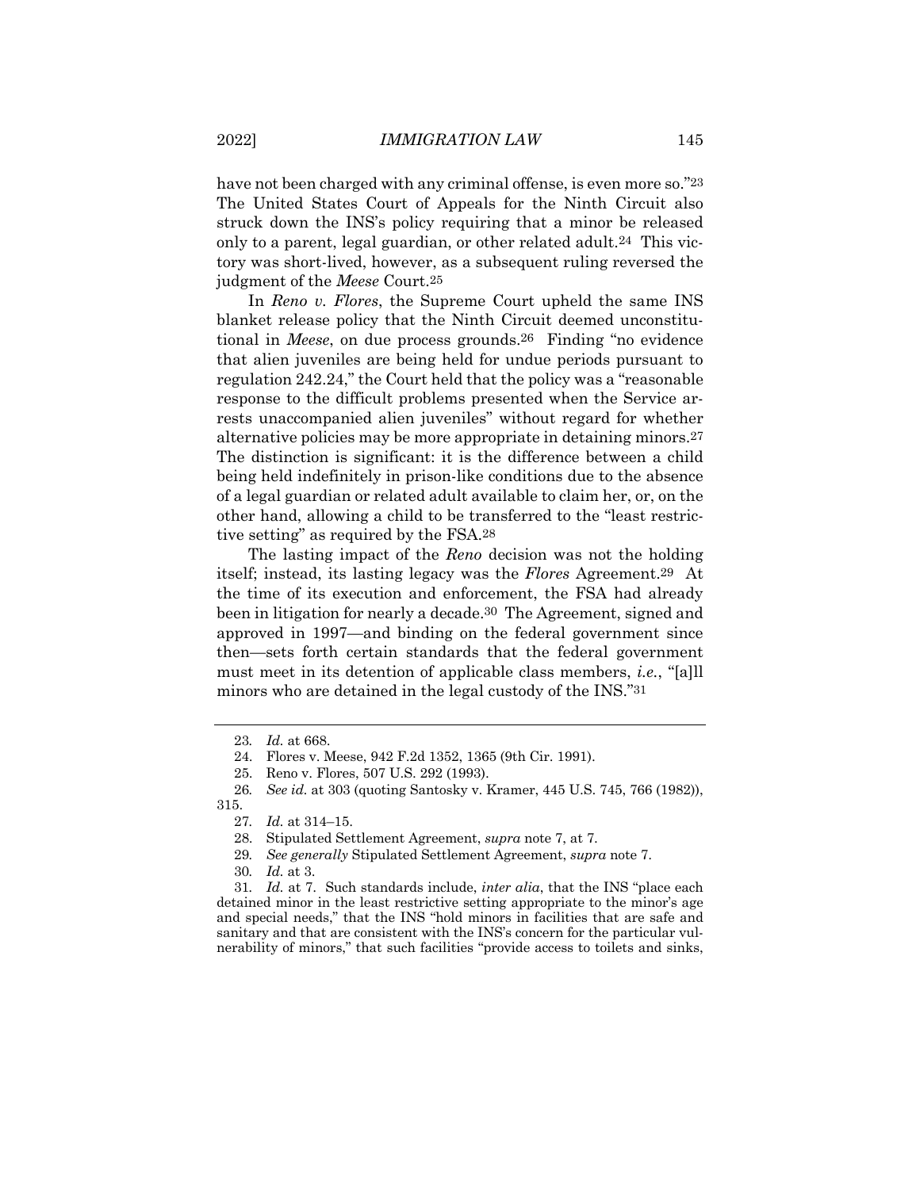have not been charged with any criminal offense, is even more so."[23] The United States Court of Appeals for the Ninth Circuit also struck down the INS's policy requiring that a minor be released only to a parent, legal guardian, or other related adult.[24] This victory was short-lived, however, as a subsequent ruling reversed the judgment of the *Meese* Court.[25]

In *Reno v. Flores*, the Supreme Court upheld the same INS blanket release policy that the Ninth Circuit deemed unconstitutional in *Meese*, on due process grounds.[26] Finding "no evidence that alien juveniles are being held for undue periods pursuant to regulation 242.24," the Court held that the policy was a "reasonable response to the difficult problems presented when the Service arrests unaccompanied alien juveniles" without regard for whether alternative policies may be more appropriate in detaining minors.[27] The distinction is significant: it is the difference between a child being held indefinitely in prison-like conditions due to the absence of a legal guardian or related adult available to claim her, or, on the other hand, allowing a child to be transferred to the "least restrictive setting" as required by the FSA.[28]

The lasting impact of the *Reno* decision was not the holding itself; instead, its lasting legacy was the *Flores* Agreement.[29] At the time of its execution and enforcement, the FSA had already been in litigation for nearly a decade.[30] The Agreement, signed and approved in 1997—and binding on the federal government since then—sets forth certain standards that the federal government must meet in its detention of applicable class members, *i.e.*, "[a]ll minors who are detained in the legal custody of the INS."[31]

---

23. *Id.* at 668.

24. Flores v. Meese, 942 F.2d 1352, 1365 (9th Cir. 1991).

25. Reno v. Flores, 507 U.S. 292 (1993).

26. *See id.* at 303 (quoting Santosky v. Kramer, 445 U.S. 745, 766 (1982)), 315.

27. *Id.* at 314–15.

28. Stipulated Settlement Agreement, *supra* note 7, at 7.

29. *See generally* Stipulated Settlement Agreement, *supra* note 7.

30. *Id.* at 3.

31. *Id.* at 7. Such standards include, *inter alia*, that the INS "place each detained minor in the least restrictive setting appropriate to the minor's age and special needs," that the INS "hold minors in facilities that are safe and sanitary and that are consistent with the INS's concern for the particular vulnerability of minors," that such facilities "provide access to toilets and sinks,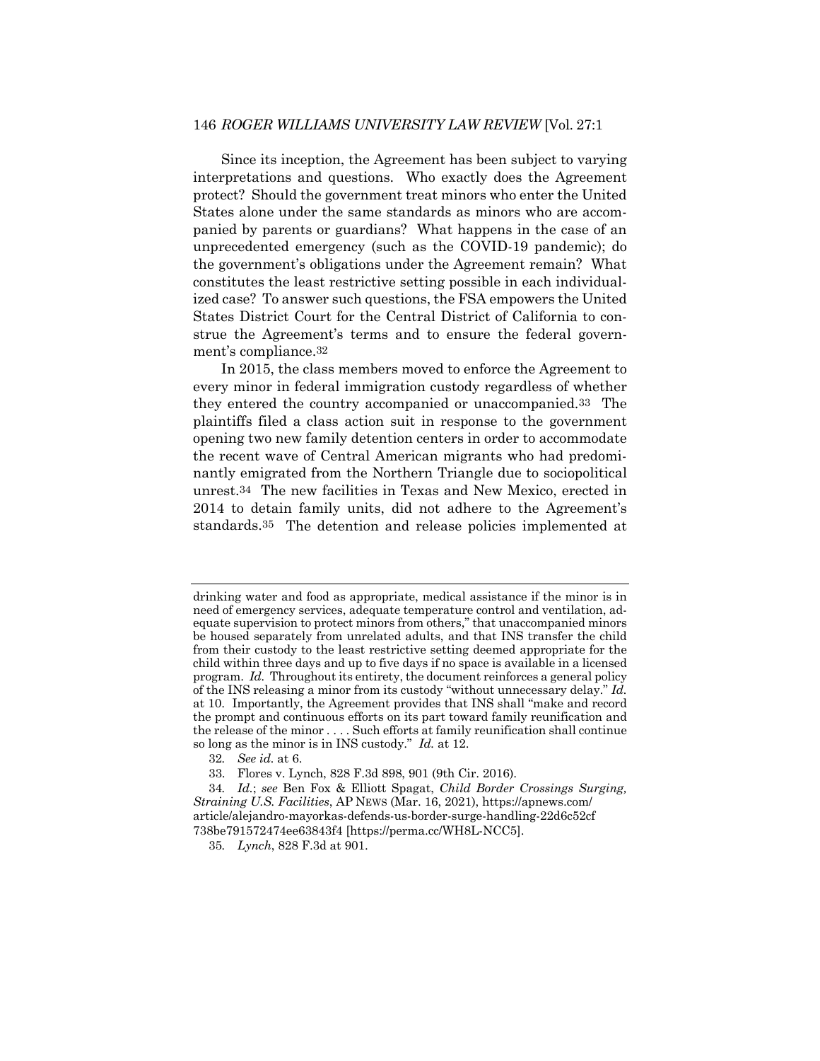Since its inception, the Agreement has been subject to varying interpretations and questions. Who exactly does the Agreement protect? Should the government treat minors who enter the United States alone under the same standards as minors who are accompanied by parents or guardians? What happens in the case of an unprecedented emergency (such as the COVID-19 pandemic); do the government's obligations under the Agreement remain? What constitutes the least restrictive setting possible in each individualized case? To answer such questions, the FSA empowers the United States District Court for the Central District of California to construe the Agreement's terms and to ensure the federal government's compliance.[32]

In 2015, the class members moved to enforce the Agreement to every minor in federal immigration custody regardless of whether they entered the country accompanied or unaccompanied.[33] The plaintiffs filed a class action suit in response to the government opening two new family detention centers in order to accommodate the recent wave of Central American migrants who had predominantly emigrated from the Northern Triangle due to sociopolitical unrest.[34] The new facilities in Texas and New Mexico, erected in 2014 to detain family units, did not adhere to the Agreement's standards.[35] The detention and release policies implemented at

---

drinking water and food as appropriate, medical assistance if the minor is in need of emergency services, adequate temperature control and ventilation, adequate supervision to protect minors from others," that unaccompanied minors be housed separately from unrelated adults, and that INS transfer the child from their custody to the least restrictive setting deemed appropriate for the child within three days and up to five days if no space is available in a licensed program. *Id.* Throughout its entirety, the document reinforces a general policy of the INS releasing a minor from its custody "without unnecessary delay." *Id.* at 10. Importantly, the Agreement provides that INS shall "make and record the prompt and continuous efforts on its part toward family reunification and the release of the minor . . . . Such efforts at family reunification shall continue so long as the minor is in INS custody." *Id.* at 12.

32. *See id.* at 6.

33. Flores v. Lynch, 828 F.3d 898, 901 (9th Cir. 2016).

34. *Id.*; *see* Ben Fox & Elliott Spagat, *Child Border Crossings Surging, Straining U.S. Facilities*, AP NEWS (Mar. 16, 2021), https://apnews.com/article/alejandro-mayorkas-defends-us-border-surge-handling-22d6c52cf738be791572474ee63843f4 [https://perma.cc/WH8L-NCC5].

35. *Lynch*, 828 F.3d at 901.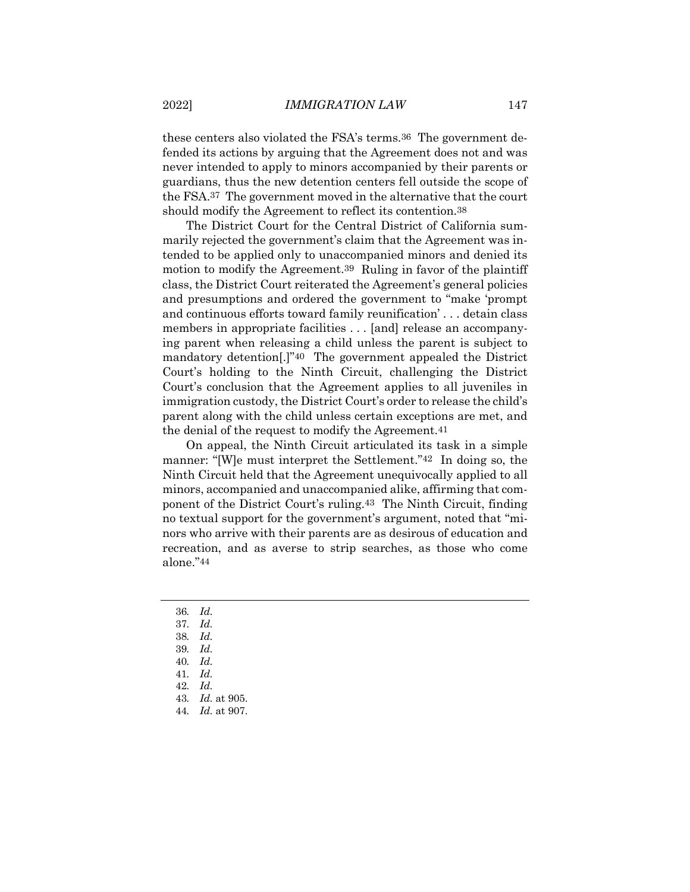these centers also violated the FSA's terms.[36] The government defended its actions by arguing that the Agreement does not and was never intended to apply to minors accompanied by their parents or guardians, thus the new detention centers fell outside the scope of the FSA.[37] The government moved in the alternative that the court should modify the Agreement to reflect its contention.[38]

The District Court for the Central District of California summarily rejected the government's claim that the Agreement was intended to be applied only to unaccompanied minors and denied its motion to modify the Agreement.[39] Ruling in favor of the plaintiff class, the District Court reiterated the Agreement's general policies and presumptions and ordered the government to "make 'prompt and continuous efforts toward family reunification' . . . detain class members in appropriate facilities . . . [and] release an accompanying parent when releasing a child unless the parent is subject to mandatory detention[.]"[40] The government appealed the District Court's holding to the Ninth Circuit, challenging the District Court's conclusion that the Agreement applies to all juveniles in immigration custody, the District Court's order to release the child's parent along with the child unless certain exceptions are met, and the denial of the request to modify the Agreement.[41]

On appeal, the Ninth Circuit articulated its task in a simple manner: "[W]e must interpret the Settlement."[42] In doing so, the Ninth Circuit held that the Agreement unequivocally applied to all minors, accompanied and unaccompanied alike, affirming that component of the District Court's ruling.[43] The Ninth Circuit, finding no textual support for the government's argument, noted that "minors who arrive with their parents are as desirous of education and recreation, and as averse to strip searches, as those who come alone."[44]

---

36. *Id.*
37. *Id.*
38. *Id.*
39. *Id.*
40. *Id.*
41. *Id.*
42. *Id.*
43. *Id.* at 905.
44. *Id.* at 907.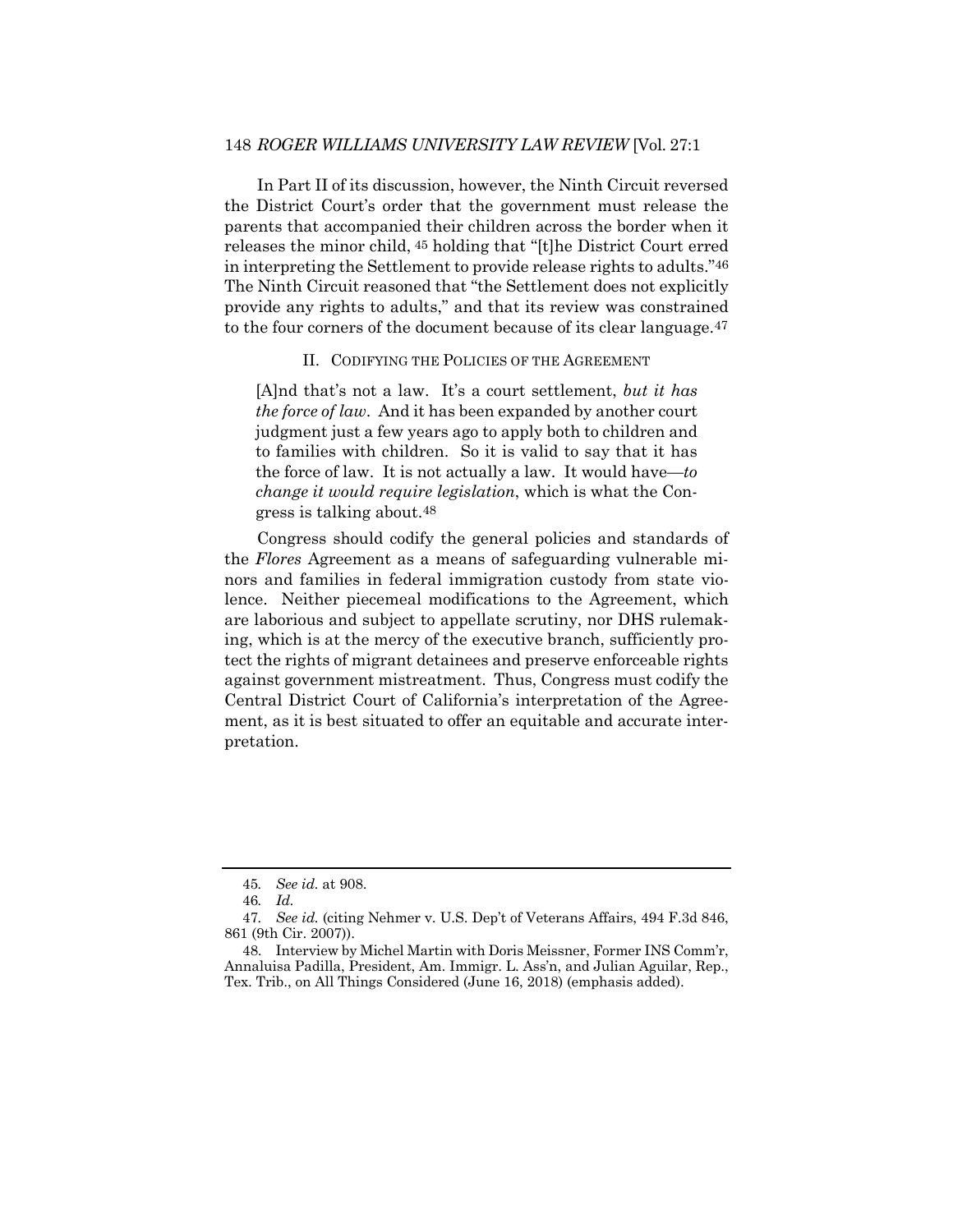In Part II of its discussion, however, the Ninth Circuit reversed the District Court's order that the government must release the parents that accompanied their children across the border when it releases the minor child, [45] holding that "[t]he District Court erred in interpreting the Settlement to provide release rights to adults."[46] The Ninth Circuit reasoned that "the Settlement does not explicitly provide any rights to adults," and that its review was constrained to the four corners of the document because of its clear language.[47]

## II. CODIFYING THE POLICIES OF THE AGREEMENT

> [A]nd that's not a law. It's a court settlement, *but it has the force of law*. And it has been expanded by another court judgment just a few years ago to apply both to children and to families with children. So it is valid to say that it has the force of law. It is not actually a law. It would have—*to change it would require legislation*, which is what the Congress is talking about.[48]

Congress should codify the general policies and standards of the *Flores* Agreement as a means of safeguarding vulnerable minors and families in federal immigration custody from state violence. Neither piecemeal modifications to the Agreement, which are laborious and subject to appellate scrutiny, nor DHS rulemaking, which is at the mercy of the executive branch, sufficiently protect the rights of migrant detainees and preserve enforceable rights against government mistreatment. Thus, Congress must codify the Central District Court of California's interpretation of the Agreement, as it is best situated to offer an equitable and accurate interpretation.

---

45. *See id.* at 908.

46. *Id.*

47. *See id.* (citing Nehmer v. U.S. Dep't of Veterans Affairs, 494 F.3d 846, 861 (9th Cir. 2007)).

48. Interview by Michel Martin with Doris Meissner, Former INS Comm'r, Annaluisa Padilla, President, Am. Immigr. L. Ass'n, and Julian Aguilar, Rep., Tex. Trib., on All Things Considered (June 16, 2018) (emphasis added).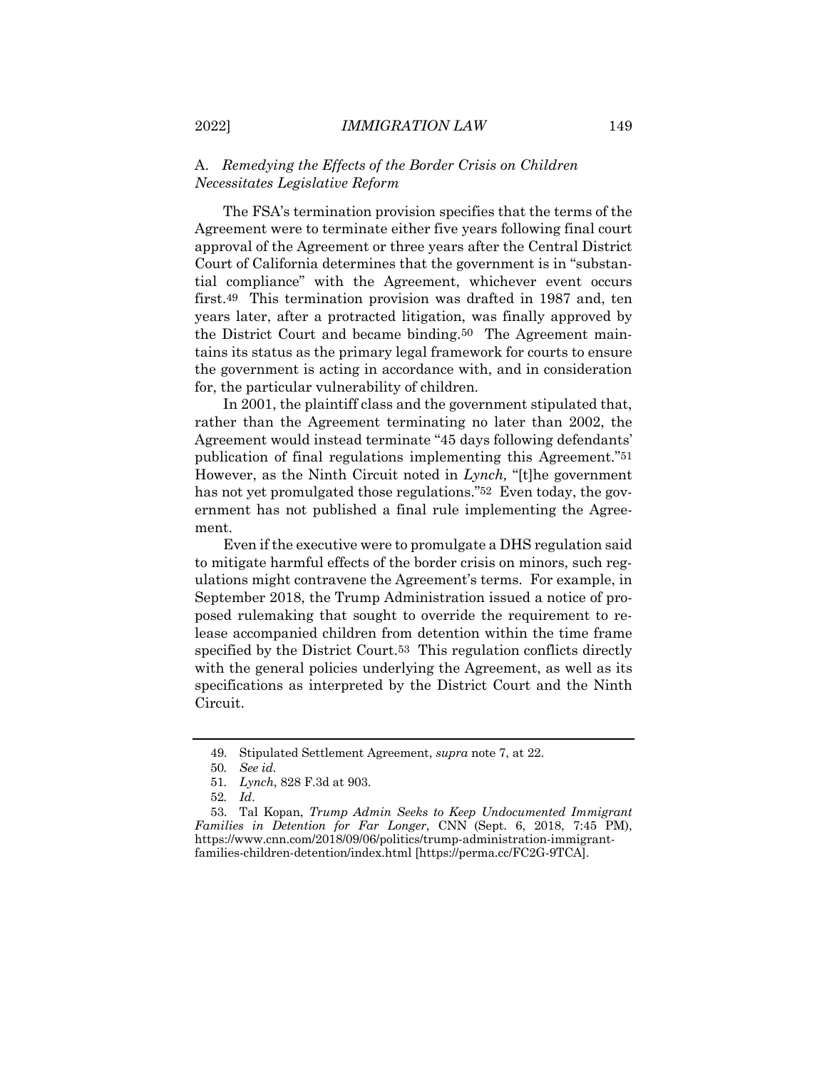### A. *Remedying the Effects of the Border Crisis on Children Necessitates Legislative Reform*

The FSA's termination provision specifies that the terms of the Agreement were to terminate either five years following final court approval of the Agreement or three years after the Central District Court of California determines that the government is in "substantial compliance" with the Agreement, whichever event occurs first.[49] This termination provision was drafted in 1987 and, ten years later, after a protracted litigation, was finally approved by the District Court and became binding.[50] The Agreement maintains its status as the primary legal framework for courts to ensure the government is acting in accordance with, and in consideration for, the particular vulnerability of children.

In 2001, the plaintiff class and the government stipulated that, rather than the Agreement terminating no later than 2002, the Agreement would instead terminate "45 days following defendants' publication of final regulations implementing this Agreement."[51] However, as the Ninth Circuit noted in *Lynch,* "[t]he government has not yet promulgated those regulations."[52] Even today, the government has not published a final rule implementing the Agreement.

Even if the executive were to promulgate a DHS regulation said to mitigate harmful effects of the border crisis on minors, such regulations might contravene the Agreement's terms. For example, in September 2018, the Trump Administration issued a notice of proposed rulemaking that sought to override the requirement to release accompanied children from detention within the time frame specified by the District Court.[53] This regulation conflicts directly with the general policies underlying the Agreement, as well as its specifications as interpreted by the District Court and the Ninth Circuit.

---

49. Stipulated Settlement Agreement, *supra* note 7, at 22.

50. *See id.*

51. *Lynch*, 828 F.3d at 903.

52. *Id*.

53. Tal Kopan, *Trump Admin Seeks to Keep Undocumented Immigrant Families in Detention for Far Longer*, CNN (Sept. 6, 2018, 7:45 PM), https://www.cnn.com/2018/09/06/politics/trump-administration-immigrant-families-children-detention/index.html [https://perma.cc/FC2G-9TCA].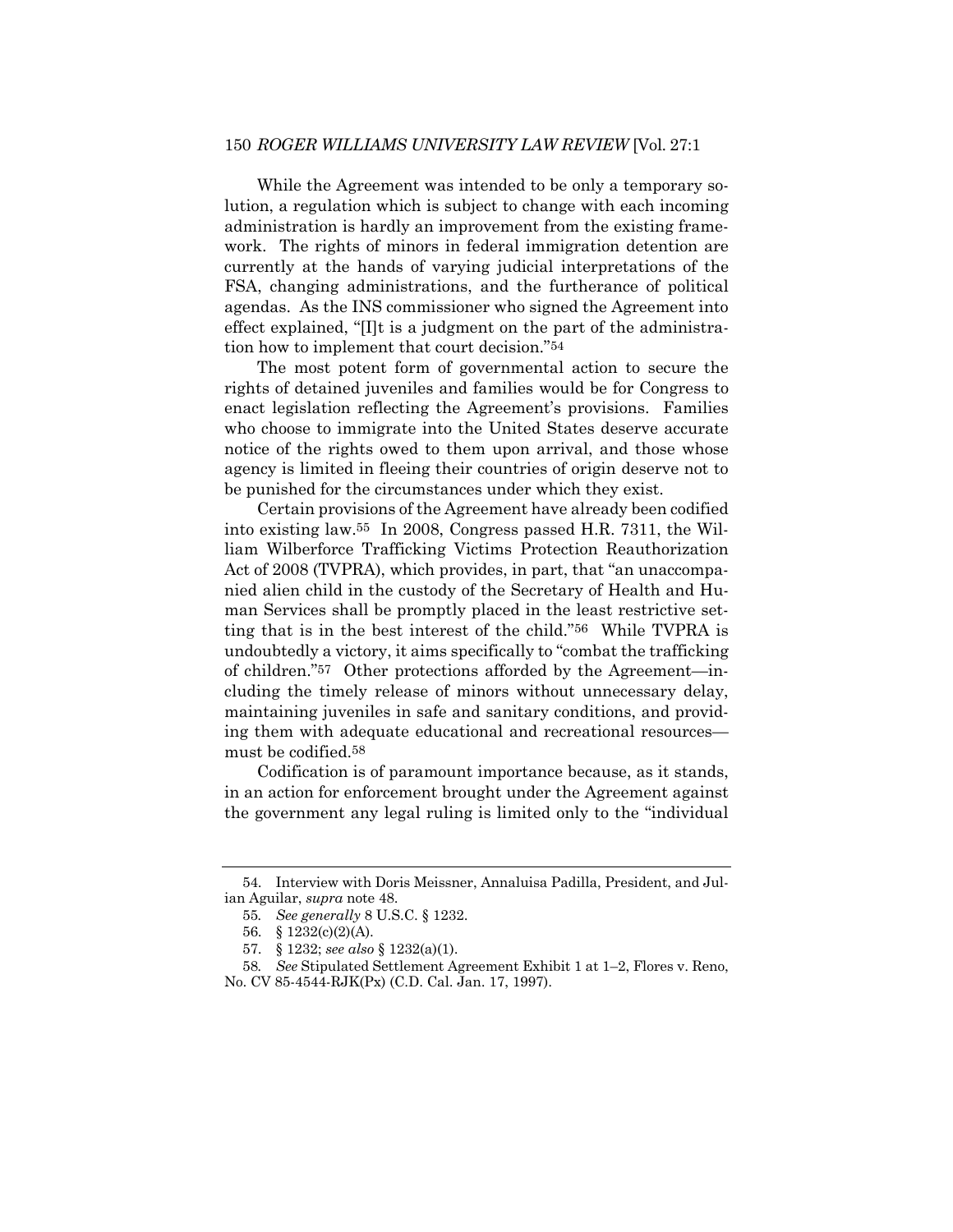While the Agreement was intended to be only a temporary solution, a regulation which is subject to change with each incoming administration is hardly an improvement from the existing framework. The rights of minors in federal immigration detention are currently at the hands of varying judicial interpretations of the FSA, changing administrations, and the furtherance of political agendas. As the INS commissioner who signed the Agreement into effect explained, "[I]t is a judgment on the part of the administration how to implement that court decision."[54]

The most potent form of governmental action to secure the rights of detained juveniles and families would be for Congress to enact legislation reflecting the Agreement's provisions. Families who choose to immigrate into the United States deserve accurate notice of the rights owed to them upon arrival, and those whose agency is limited in fleeing their countries of origin deserve not to be punished for the circumstances under which they exist.

Certain provisions of the Agreement have already been codified into existing law.[55] In 2008, Congress passed H.R. 7311, the William Wilberforce Trafficking Victims Protection Reauthorization Act of 2008 (TVPRA), which provides, in part, that "an unaccompanied alien child in the custody of the Secretary of Health and Human Services shall be promptly placed in the least restrictive setting that is in the best interest of the child."[56] While TVPRA is undoubtedly a victory, it aims specifically to "combat the trafficking of children."[57] Other protections afforded by the Agreement—including the timely release of minors without unnecessary delay, maintaining juveniles in safe and sanitary conditions, and providing them with adequate educational and recreational resources—must be codified.[58]

Codification is of paramount importance because, as it stands, in an action for enforcement brought under the Agreement against the government any legal ruling is limited only to the "individual

---

54. Interview with Doris Meissner, Annaluisa Padilla, President, and Julian Aguilar, *supra* note 48.

55. *See generally* 8 U.S.C. § 1232.

56. § 1232(c)(2)(A).

57. § 1232; *see also* § 1232(a)(1).

58. *See* Stipulated Settlement Agreement Exhibit 1 at 1–2, Flores v. Reno, No. CV 85-4544-RJK(Px) (C.D. Cal. Jan. 17, 1997).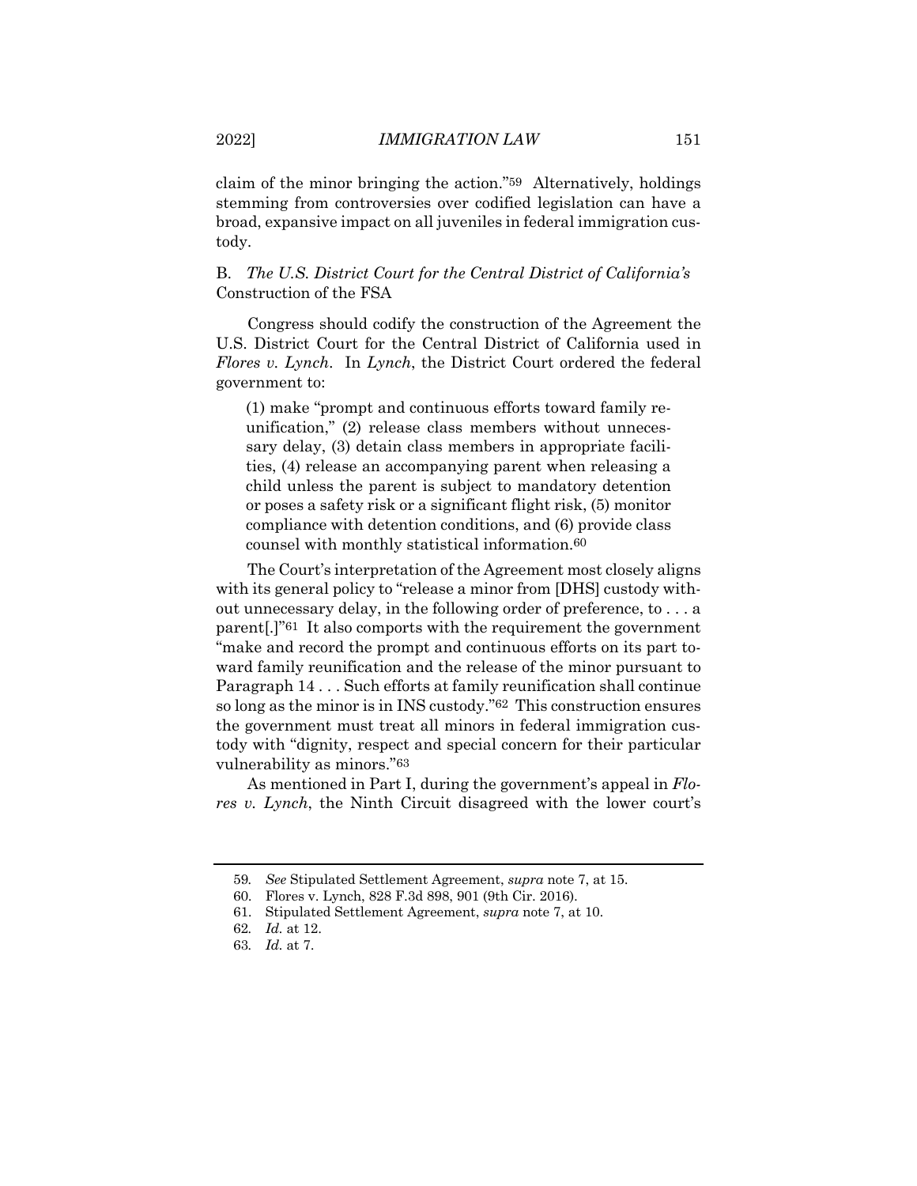claim of the minor bringing the action."[59] Alternatively, holdings stemming from controversies over codified legislation can have a broad, expansive impact on all juveniles in federal immigration custody.

### B. *The U.S. District Court for the Central District of California's* Construction of the FSA

Congress should codify the construction of the Agreement the U.S. District Court for the Central District of California used in *Flores v. Lynch*. In *Lynch*, the District Court ordered the federal government to:

> (1) make "prompt and continuous efforts toward family reunification," (2) release class members without unnecessary delay, (3) detain class members in appropriate facilities, (4) release an accompanying parent when releasing a child unless the parent is subject to mandatory detention or poses a safety risk or a significant flight risk, (5) monitor compliance with detention conditions, and (6) provide class counsel with monthly statistical information.[60]

The Court's interpretation of the Agreement most closely aligns with its general policy to "release a minor from [DHS] custody without unnecessary delay, in the following order of preference, to . . . a parent[.]"[61] It also comports with the requirement the government "make and record the prompt and continuous efforts on its part toward family reunification and the release of the minor pursuant to Paragraph 14 . . . Such efforts at family reunification shall continue so long as the minor is in INS custody."[62] This construction ensures the government must treat all minors in federal immigration custody with "dignity, respect and special concern for their particular vulnerability as minors."[63]

As mentioned in Part I, during the government's appeal in *Flores v. Lynch*, the Ninth Circuit disagreed with the lower court's

---

59. *See* Stipulated Settlement Agreement, *supra* note 7, at 15.
60. Flores v. Lynch, 828 F.3d 898, 901 (9th Cir. 2016).
61. Stipulated Settlement Agreement, *supra* note 7, at 10.
62. *Id.* at 12.
63. *Id.* at 7.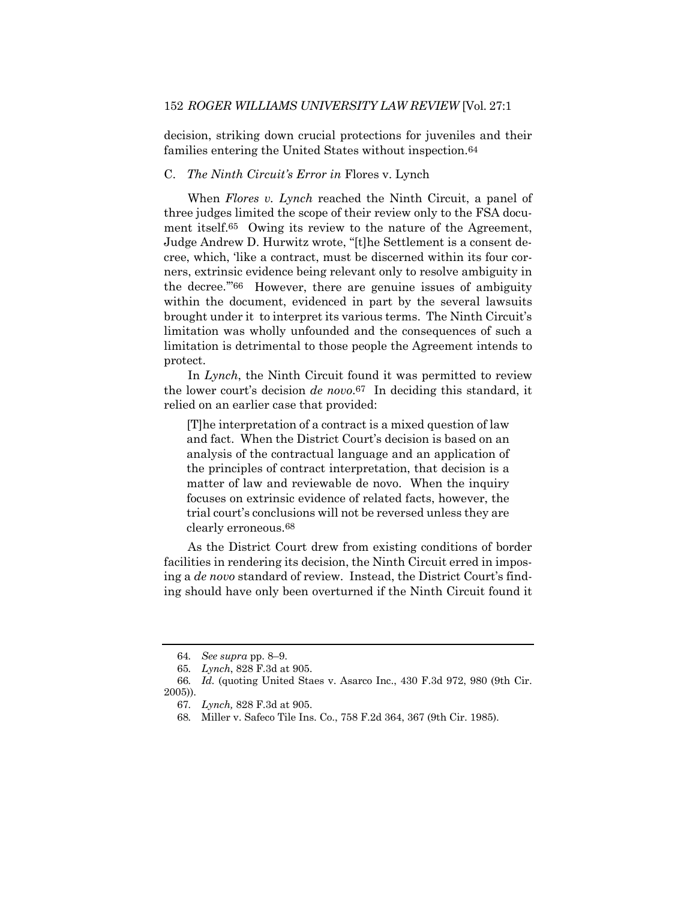decision, striking down crucial protections for juveniles and their families entering the United States without inspection.[64]

C. *The Ninth Circuit's Error in* Flores v. Lynch

When *Flores v. Lynch* reached the Ninth Circuit, a panel of three judges limited the scope of their review only to the FSA document itself.[65] Owing its review to the nature of the Agreement, Judge Andrew D. Hurwitz wrote, "[t]he Settlement is a consent decree, which, 'like a contract, must be discerned within its four corners, extrinsic evidence being relevant only to resolve ambiguity in the decree.'"[66] However, there are genuine issues of ambiguity within the document, evidenced in part by the several lawsuits brought under it to interpret its various terms. The Ninth Circuit's limitation was wholly unfounded and the consequences of such a limitation is detrimental to those people the Agreement intends to protect.

In *Lynch*, the Ninth Circuit found it was permitted to review the lower court's decision *de novo*.[67] In deciding this standard, it relied on an earlier case that provided:

> [T]he interpretation of a contract is a mixed question of law and fact. When the District Court's decision is based on an analysis of the contractual language and an application of the principles of contract interpretation, that decision is a matter of law and reviewable de novo. When the inquiry focuses on extrinsic evidence of related facts, however, the trial court's conclusions will not be reversed unless they are clearly erroneous.[68]

As the District Court drew from existing conditions of border facilities in rendering its decision, the Ninth Circuit erred in imposing a *de novo* standard of review. Instead, the District Court's finding should have only been overturned if the Ninth Circuit found it

---

64. *See supra* pp. 8–9.

65. *Lynch*, 828 F.3d at 905.

66. *Id.* (quoting United Staes v. Asarco Inc., 430 F.3d 972, 980 (9th Cir. 2005)).

67. *Lynch,* 828 F.3d at 905.

68. Miller v. Safeco Tile Ins. Co., 758 F.2d 364, 367 (9th Cir. 1985).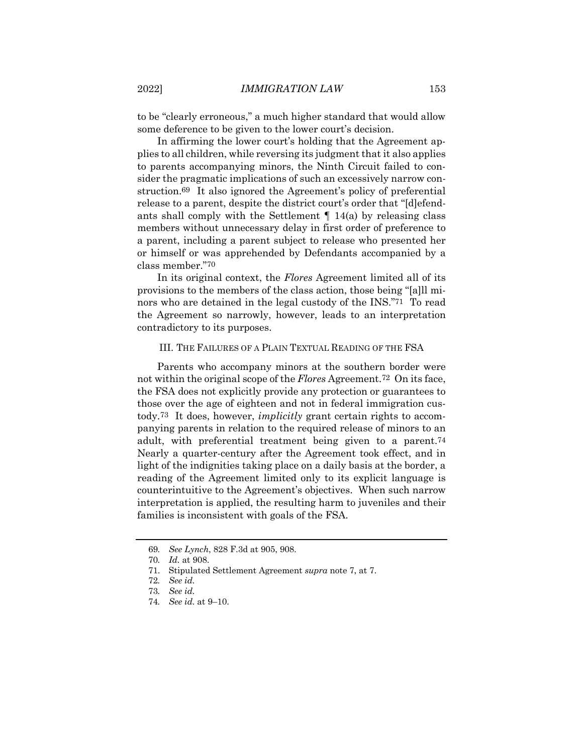to be "clearly erroneous," a much higher standard that would allow some deference to be given to the lower court's decision.

In affirming the lower court's holding that the Agreement applies to all children, while reversing its judgment that it also applies to parents accompanying minors, the Ninth Circuit failed to consider the pragmatic implications of such an excessively narrow construction.[69] It also ignored the Agreement's policy of preferential release to a parent, despite the district court's order that "[d]efendants shall comply with the Settlement ¶ 14(a) by releasing class members without unnecessary delay in first order of preference to a parent, including a parent subject to release who presented her or himself or was apprehended by Defendants accompanied by a class member."[70]

In its original context, the *Flores* Agreement limited all of its provisions to the members of the class action, those being "[a]ll minors who are detained in the legal custody of the INS."[71] To read the Agreement so narrowly, however, leads to an interpretation contradictory to its purposes.

## III. THE FAILURES OF A PLAIN TEXTUAL READING OF THE FSA

Parents who accompany minors at the southern border were not within the original scope of the *Flores* Agreement.[72] On its face, the FSA does not explicitly provide any protection or guarantees to those over the age of eighteen and not in federal immigration custody.[73] It does, however, *implicitly* grant certain rights to accompanying parents in relation to the required release of minors to an adult, with preferential treatment being given to a parent.[74] Nearly a quarter-century after the Agreement took effect, and in light of the indignities taking place on a daily basis at the border, a reading of the Agreement limited only to its explicit language is counterintuitive to the Agreement's objectives. When such narrow interpretation is applied, the resulting harm to juveniles and their families is inconsistent with goals of the FSA.

---

69. *See Lynch*, 828 F.3d at 905, 908.

70. *Id.* at 908.

71. Stipulated Settlement Agreement *supra* note 7, at 7.

72. *See id.*

73. *See id.*

74. *See id.* at 9–10.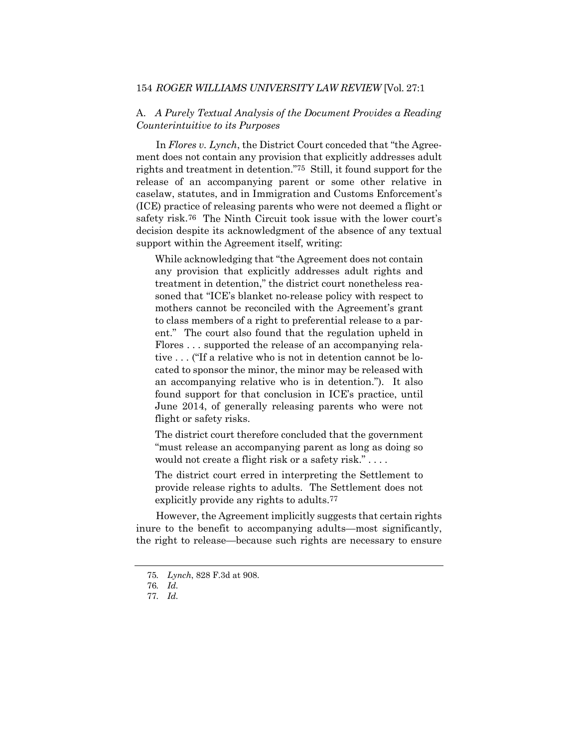### A. *A Purely Textual Analysis of the Document Provides a Reading Counterintuitive to its Purposes*

In *Flores v. Lynch*, the District Court conceded that "the Agreement does not contain any provision that explicitly addresses adult rights and treatment in detention."[75] Still, it found support for the release of an accompanying parent or some other relative in caselaw, statutes, and in Immigration and Customs Enforcement's (ICE) practice of releasing parents who were not deemed a flight or safety risk.[76] The Ninth Circuit took issue with the lower court's decision despite its acknowledgment of the absence of any textual support within the Agreement itself, writing:

> While acknowledging that "the Agreement does not contain any provision that explicitly addresses adult rights and treatment in detention," the district court nonetheless reasoned that "ICE's blanket no-release policy with respect to mothers cannot be reconciled with the Agreement's grant to class members of a right to preferential release to a parent." The court also found that the regulation upheld in Flores . . . supported the release of an accompanying relative . . . ("If a relative who is not in detention cannot be located to sponsor the minor, the minor may be released with an accompanying relative who is in detention."). It also found support for that conclusion in ICE's practice, until June 2014, of generally releasing parents who were not flight or safety risks.
>
> The district court therefore concluded that the government "must release an accompanying parent as long as doing so would not create a flight risk or a safety risk." . . . .
>
> The district court erred in interpreting the Settlement to provide release rights to adults. The Settlement does not explicitly provide any rights to adults.[77]

However, the Agreement implicitly suggests that certain rights inure to the benefit to accompanying adults—most significantly, the right to release—because such rights are necessary to ensure

---

75. *Lynch*, 828 F.3d at 908.

76. *Id.*

77. *Id.*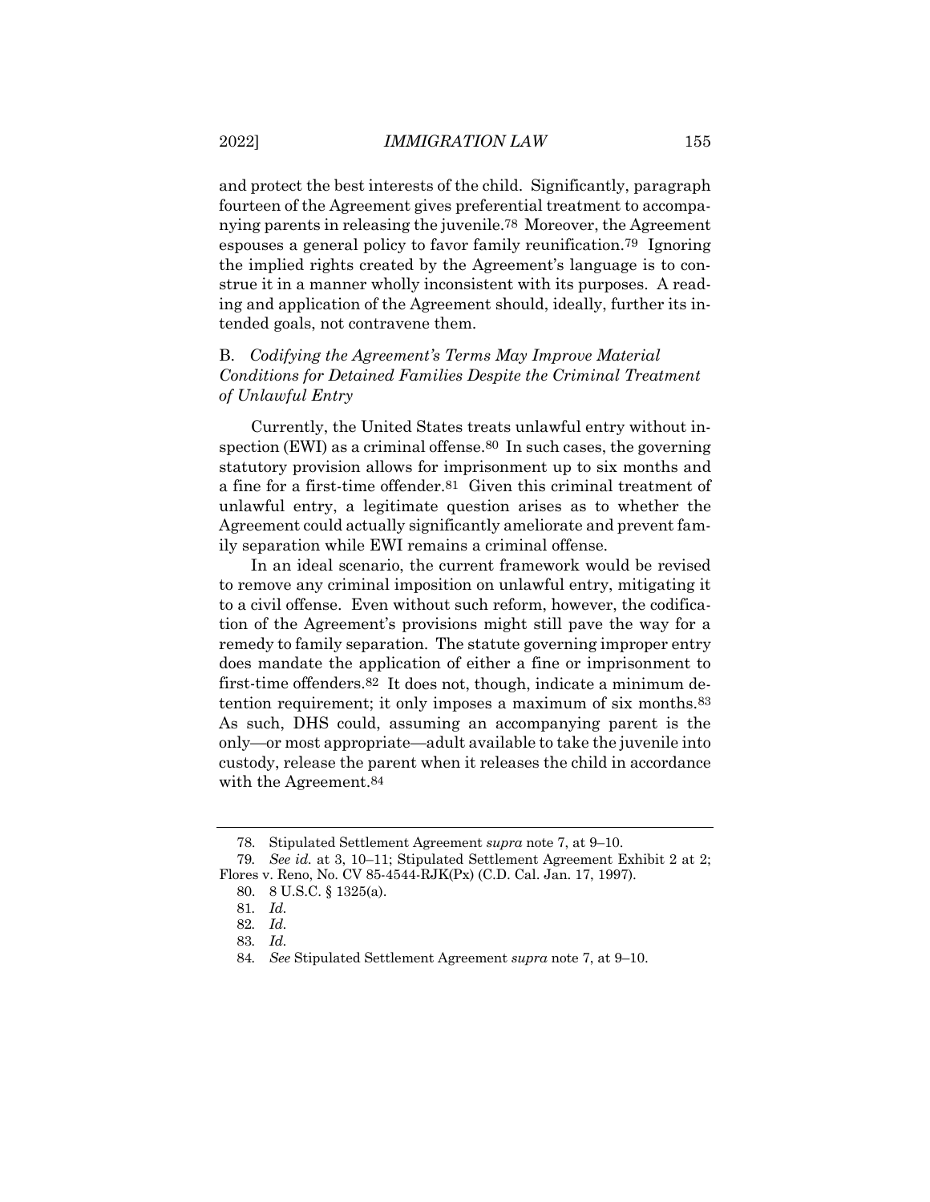and protect the best interests of the child. Significantly, paragraph fourteen of the Agreement gives preferential treatment to accompanying parents in releasing the juvenile.[78] Moreover, the Agreement espouses a general policy to favor family reunification.[79] Ignoring the implied rights created by the Agreement's language is to construe it in a manner wholly inconsistent with its purposes. A reading and application of the Agreement should, ideally, further its intended goals, not contravene them.

### B. *Codifying the Agreement's Terms May Improve Material Conditions for Detained Families Despite the Criminal Treatment of Unlawful Entry*

Currently, the United States treats unlawful entry without inspection (EWI) as a criminal offense.[80] In such cases, the governing statutory provision allows for imprisonment up to six months and a fine for a first-time offender.[81] Given this criminal treatment of unlawful entry, a legitimate question arises as to whether the Agreement could actually significantly ameliorate and prevent family separation while EWI remains a criminal offense.

In an ideal scenario, the current framework would be revised to remove any criminal imposition on unlawful entry, mitigating it to a civil offense. Even without such reform, however, the codification of the Agreement's provisions might still pave the way for a remedy to family separation. The statute governing improper entry does mandate the application of either a fine or imprisonment to first-time offenders.[82] It does not, though, indicate a minimum detention requirement; it only imposes a maximum of six months.[83] As such, DHS could, assuming an accompanying parent is the only—or most appropriate—adult available to take the juvenile into custody, release the parent when it releases the child in accordance with the Agreement.[84]

---

78. Stipulated Settlement Agreement *supra* note 7, at 9–10.

79. *See id.* at 3, 10–11; Stipulated Settlement Agreement Exhibit 2 at 2; Flores v. Reno, No. CV 85-4544-RJK(Px) (C.D. Cal. Jan. 17, 1997).

80. 8 U.S.C. § 1325(a).

81. *Id.*

82. *Id.*

83. *Id.*

84. *See* Stipulated Settlement Agreement *supra* note 7, at 9–10.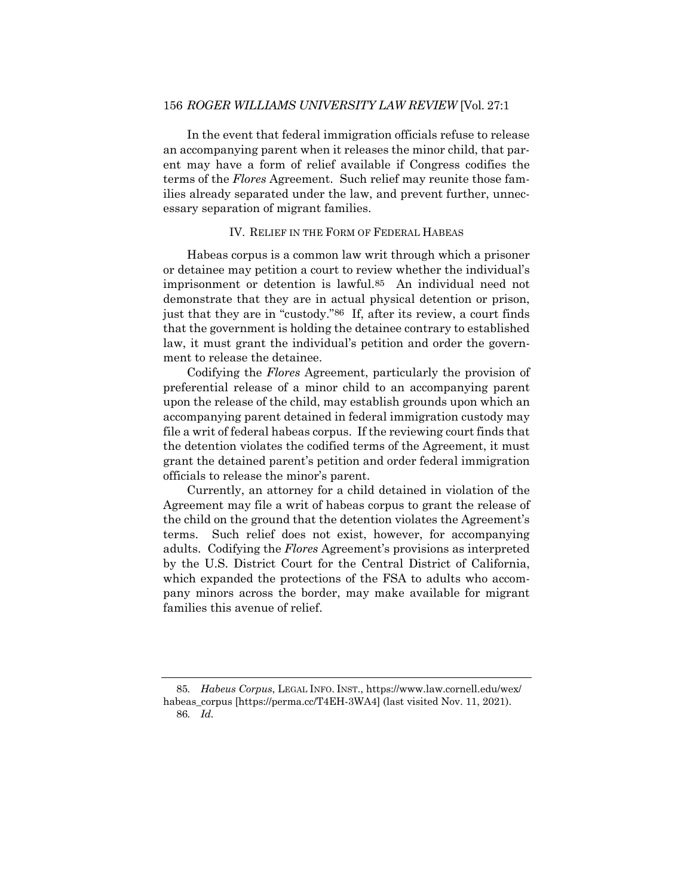In the event that federal immigration officials refuse to release an accompanying parent when it releases the minor child, that parent may have a form of relief available if Congress codifies the terms of the *Flores* Agreement. Such relief may reunite those families already separated under the law, and prevent further, unnecessary separation of migrant families.

## IV. Relief in the Form of Federal Habeas

Habeas corpus is a common law writ through which a prisoner or detainee may petition a court to review whether the individual's imprisonment or detention is lawful.[85] An individual need not demonstrate that they are in actual physical detention or prison, just that they are in "custody."[86] If, after its review, a court finds that the government is holding the detainee contrary to established law, it must grant the individual's petition and order the government to release the detainee.

Codifying the *Flores* Agreement, particularly the provision of preferential release of a minor child to an accompanying parent upon the release of the child, may establish grounds upon which an accompanying parent detained in federal immigration custody may file a writ of federal habeas corpus. If the reviewing court finds that the detention violates the codified terms of the Agreement, it must grant the detained parent's petition and order federal immigration officials to release the minor's parent.

Currently, an attorney for a child detained in violation of the Agreement may file a writ of habeas corpus to grant the release of the child on the ground that the detention violates the Agreement's terms. Such relief does not exist, however, for accompanying adults. Codifying the *Flores* Agreement's provisions as interpreted by the U.S. District Court for the Central District of California, which expanded the protections of the FSA to adults who accompany minors across the border, may make available for migrant families this avenue of relief.

---

85. *Habeas Corpus*, LEGAL INFO. INST., https://www.law.cornell.edu/wex/habeas_corpus [https://perma.cc/T4EH-3WA4] (last visited Nov. 11, 2021).

86. *Id.*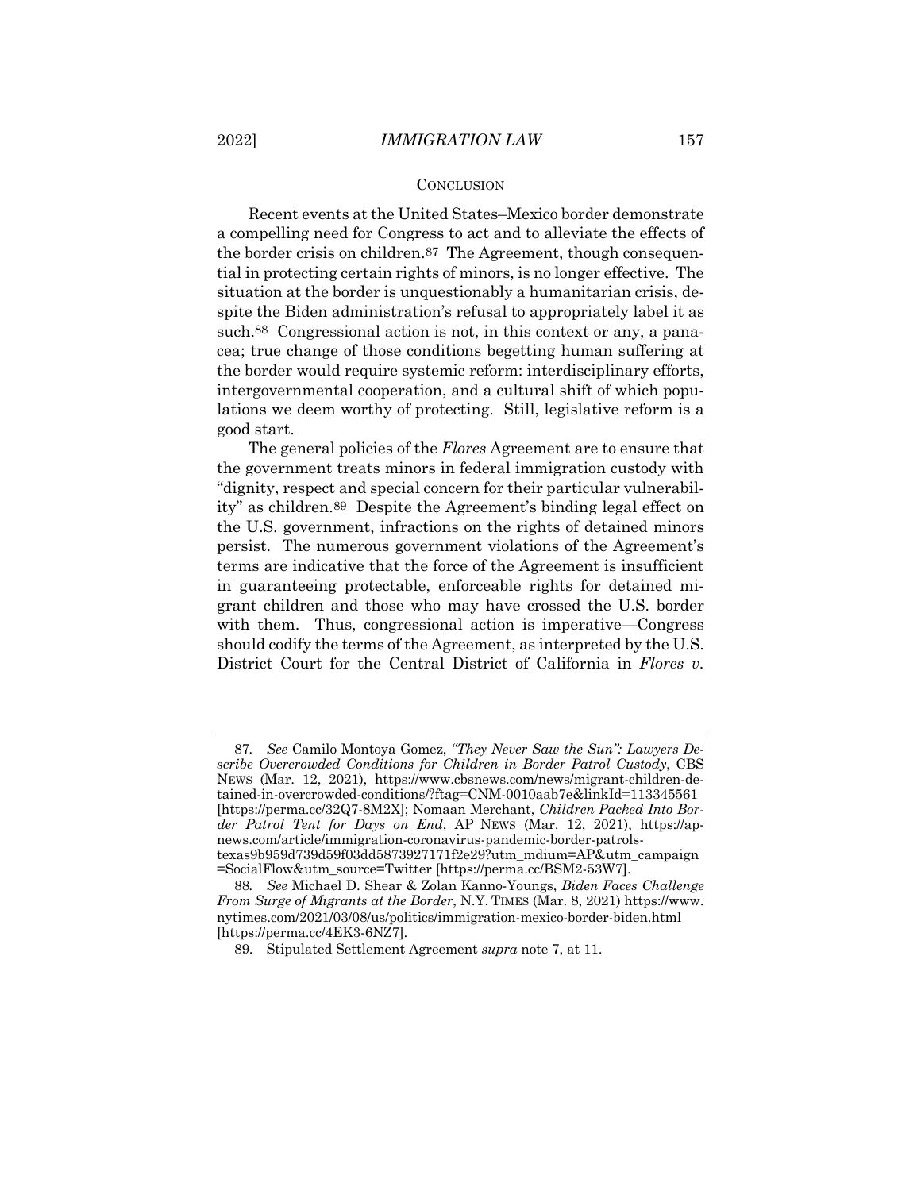## CONCLUSION

Recent events at the United States–Mexico border demonstrate a compelling need for Congress to act and to alleviate the effects of the border crisis on children.[87] The Agreement, though consequential in protecting certain rights of minors, is no longer effective. The situation at the border is unquestionably a humanitarian crisis, despite the Biden administration's refusal to appropriately label it as such.[88] Congressional action is not, in this context or any, a panacea; true change of those conditions begetting human suffering at the border would require systemic reform: interdisciplinary efforts, intergovernmental cooperation, and a cultural shift of which populations we deem worthy of protecting. Still, legislative reform is a good start.

The general policies of the *Flores* Agreement are to ensure that the government treats minors in federal immigration custody with "dignity, respect and special concern for their particular vulnerability" as children.[89] Despite the Agreement's binding legal effect on the U.S. government, infractions on the rights of detained minors persist. The numerous government violations of the Agreement's terms are indicative that the force of the Agreement is insufficient in guaranteeing protectable, enforceable rights for detained migrant children and those who may have crossed the U.S. border with them. Thus, congressional action is imperative—Congress should codify the terms of the Agreement, as interpreted by the U.S. District Court for the Central District of California in *Flores v.*

---

87. *See* Camilo Montoya Gomez, *"They Never Saw the Sun": Lawyers Describe Overcrowded Conditions for Children in Border Patrol Custody*, CBS NEWS (Mar. 12, 2021), https://www.cbsnews.com/news/migrant-children-detained-in-overcrowded-conditions/?ftag=CNM-0010aab7e&linkId=113345561 [https://perma.cc/32Q7-8M2X]; Nomaan Merchant, *Children Packed Into Border Patrol Tent for Days on End*, AP NEWS (Mar. 12, 2021), https://apnews.com/article/immigration-coronavirus-pandemic-border-patrols-texas9b959d739d59f03dd5873927171f2e29?utm_mdium=AP&utm_campaign=SocialFlow&utm_source=Twitter [https://perma.cc/BSM2-53W7].

88. *See* Michael D. Shear & Zolan Kanno-Youngs, *Biden Faces Challenge From Surge of Migrants at the Border*, N.Y. TIMES (Mar. 8, 2021) https://www.nytimes.com/2021/03/08/us/politics/immigration-mexico-border-biden.html [https://perma.cc/4EK3-6NZ7].

89. Stipulated Settlement Agreement *supra* note 7, at 11.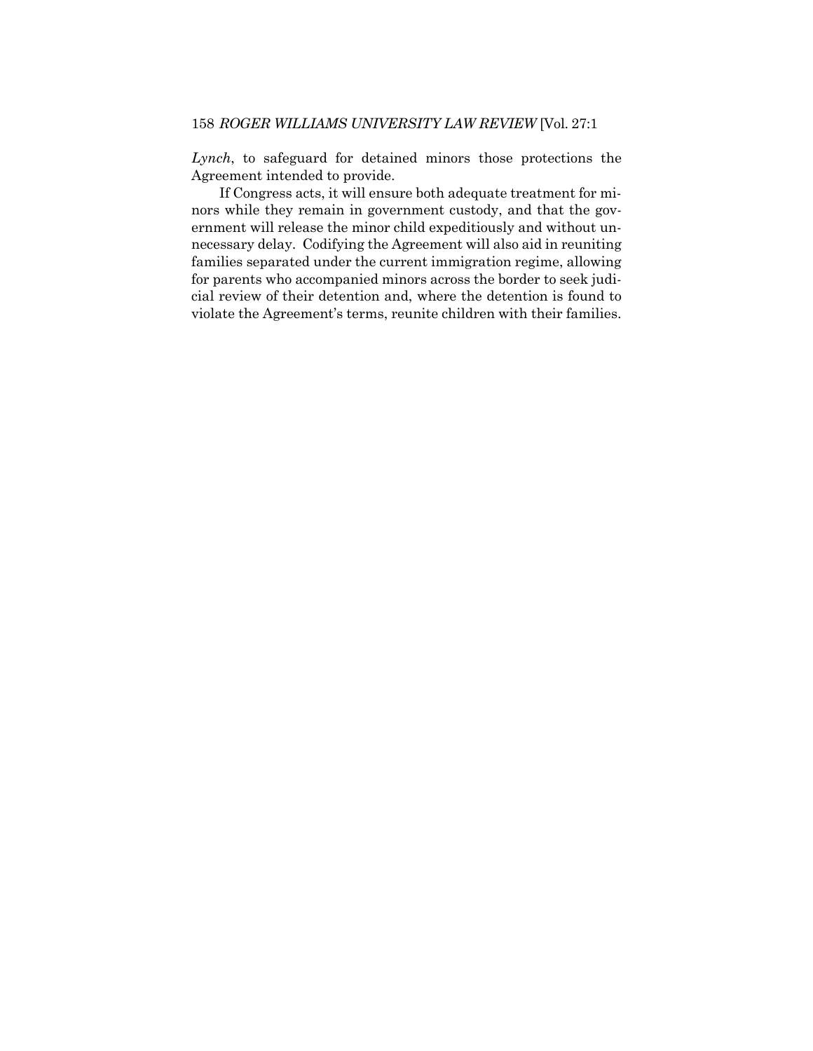*Lynch*, to safeguard for detained minors those protections the Agreement intended to provide.

If Congress acts, it will ensure both adequate treatment for minors while they remain in government custody, and that the government will release the minor child expeditiously and without unnecessary delay. Codifying the Agreement will also aid in reuniting families separated under the current immigration regime, allowing for parents who accompanied minors across the border to seek judicial review of their detention and, where the detention is found to violate the Agreement's terms, reunite children with their families.